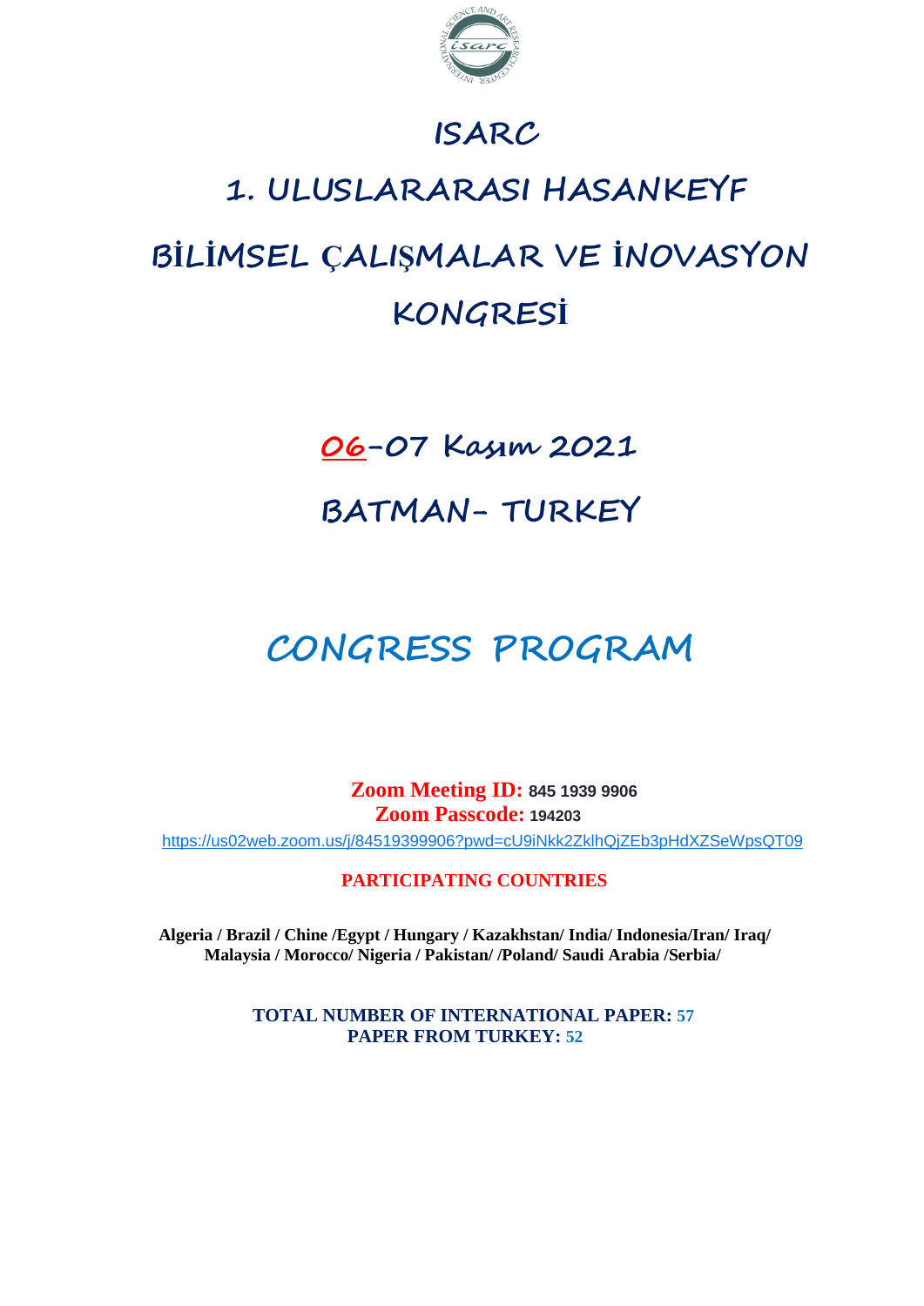# ISARC

# 1. ULUSLARARASI HASANKEYF BİLİMSEL ÇALIŞMALAR VE İNOVASYON KONGRESİ

## 06-07 Kasım 2021

## BATMAN- TURKEY

# CONGRESS PROGRAM

**Zoom Meeting ID:** **845 1939 9906**
**Zoom Passcode:** **194203**

https://us02web.zoom.us/j/84519399906?pwd=cU9iNkk2ZklhQjZEb3pHdXZSeWpsQT09

**PARTICIPATING COUNTRIES**

**Algeria / Brazil / Chine /Egypt / Hungary / Kazakhstan/ India/ Indonesia/Iran/ Iraq/ Malaysia / Morocco/ Nigeria / Pakistan/ /Poland/ Saudi Arabia /Serbia/**

**TOTAL NUMBER OF INTERNATIONAL PAPER: 57**
**PAPER FROM TURKEY: 52**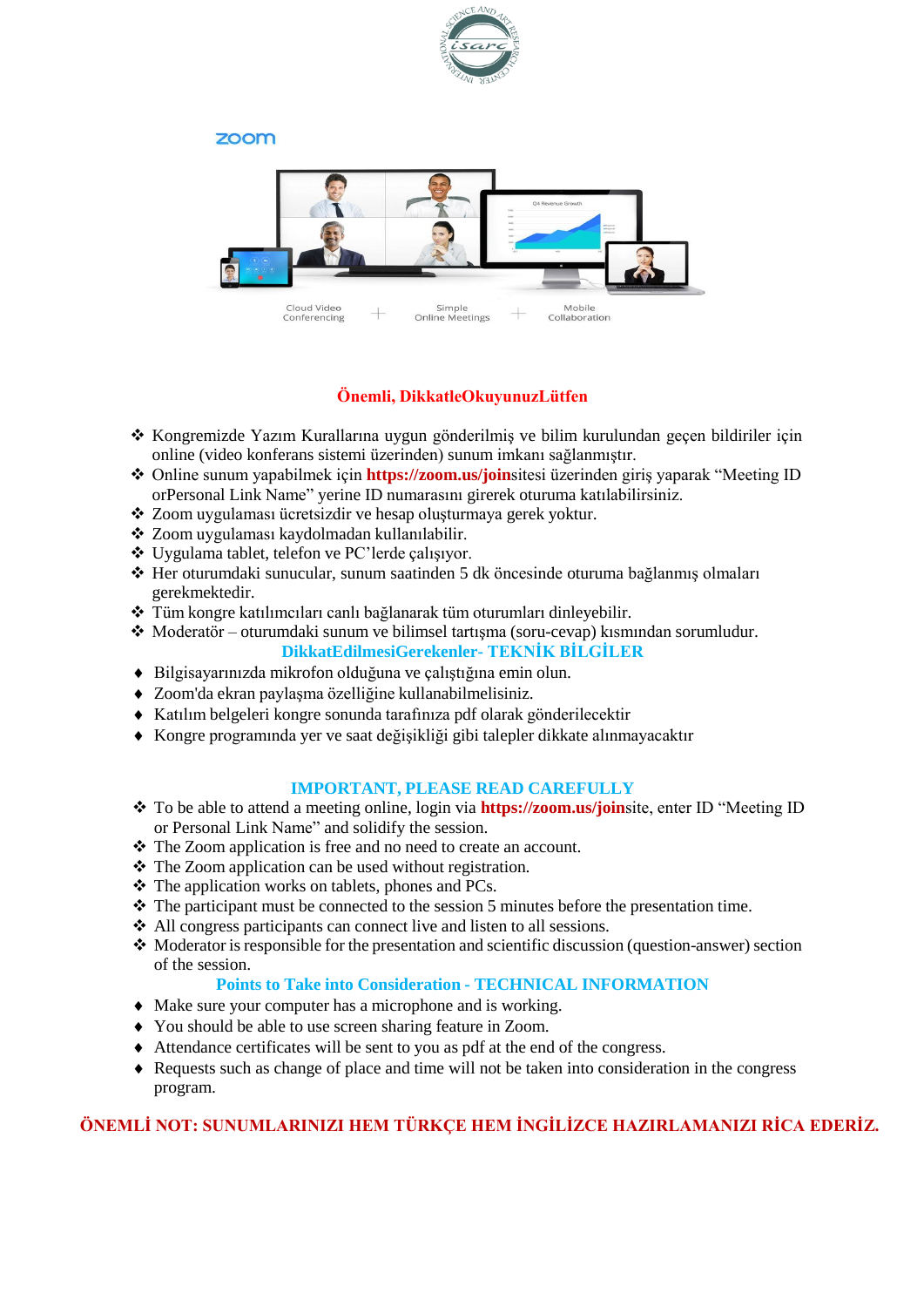**Önemli, DikkatleOkuyunuzLütfen**

- Kongremizde Yazım Kurallarına uygun gönderilmiş ve bilim kurulundan geçen bildiriler için online (video konferans sistemi üzerinden) sunum imkanı sağlanmıştır.
- Online sunum yapabilmek için **https://zoom.us/join**sitesi üzerinden giriş yaparak "Meeting ID orPersonal Link Name" yerine ID numarasını girerek oturuma katılabilirsiniz.
- Zoom uygulaması ücretsizdir ve hesap oluşturmaya gerek yoktur.
- Zoom uygulaması kaydolmadan kullanılabilir.
- Uygulama tablet, telefon ve PC'lerde çalışıyor.
- Her oturumdaki sunucular, sunum saatinden 5 dk öncesinde oturuma bağlanmış olmaları gerekmektedir.
- Tüm kongre katılımcıları canlı bağlanarak tüm oturumları dinleyebilir.
- Moderatör – oturumdaki sunum ve bilimsel tartışma (soru-cevap) kısmından sorumludur.

**DikkatEdilmesiGerekenler- TEKNİK BİLGİLER**

- Bilgisayarınızda mikrofon olduğuna ve çalıştığına emin olun.
- Zoom'da ekran paylaşma özelliğine kullanabilmelisiniz.
- Katılım belgeleri kongre sonunda tarafınıza pdf olarak gönderilecektir
- Kongre programında yer ve saat değişikliği gibi talepler dikkate alınmayacaktır

**IMPORTANT, PLEASE READ CAREFULLY**

- To be able to attend a meeting online, login via **https://zoom.us/join**site, enter ID "Meeting ID or Personal Link Name" and solidify the session.
- The Zoom application is free and no need to create an account.
- The Zoom application can be used without registration.
- The application works on tablets, phones and PCs.
- The participant must be connected to the session 5 minutes before the presentation time.
- All congress participants can connect live and listen to all sessions.
- Moderator is responsible for the presentation and scientific discussion (question-answer) section of the session.

**Points to Take into Consideration - TECHNICAL INFORMATION**

- Make sure your computer has a microphone and is working.
- You should be able to use screen sharing feature in Zoom.
- Attendance certificates will be sent to you as pdf at the end of the congress.
- Requests such as change of place and time will not be taken into consideration in the congress program.

**ÖNEMLİ NOT: SUNUMLARINIZI HEM TÜRKÇE HEM İNGİLİZCE HAZIRLAMANIZI RİCA EDERİZ.**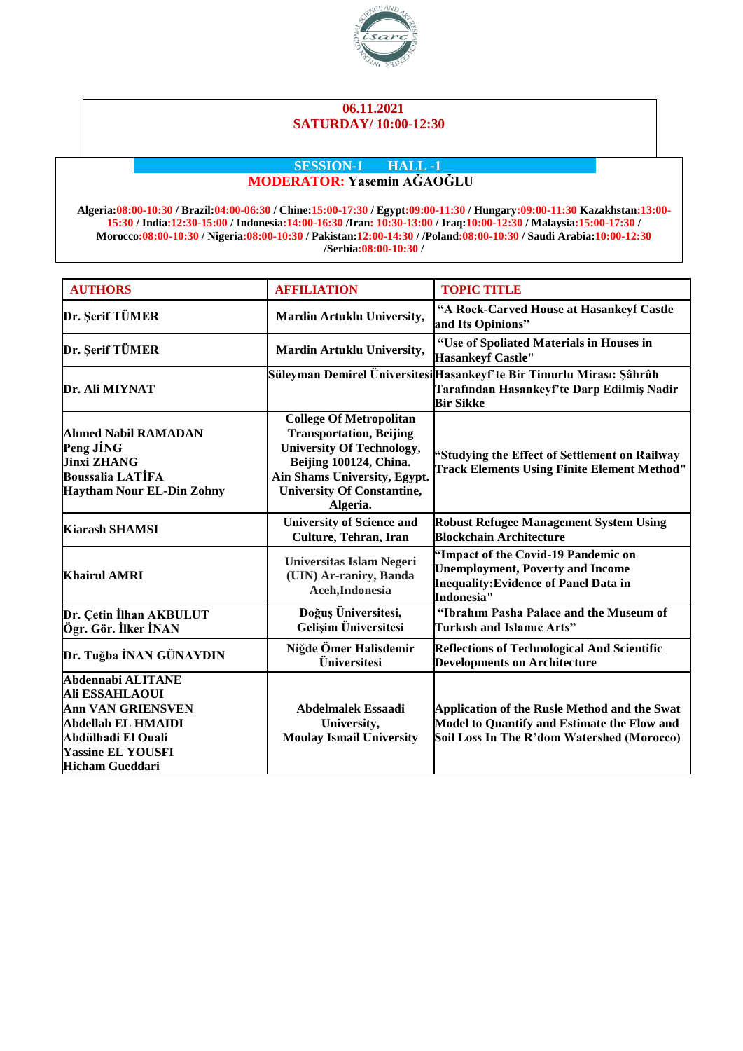**06.11.2021**
**SATURDAY/ 10:00-12:30**

**SESSION-1 HALL -1**
**MODERATOR: Yasemin AĞAOĞLU**

**Algeria:08:00-10:30 / Brazil:04:00-06:30 / Chine:15:00-17:30 / Egypt:09:00-11:30 / Hungary:09:00-11:30 Kazakhstan:13:00-15:30 / India:12:30-15:00 / Indonesia:14:00-16:30 /Iran: 10:30-13:00 / Iraq:10:00-12:30 / Malaysia:15:00-17:30 / Morocco:08:00-10:30 / Nigeria:08:00-10:30 / Pakistan:12:00-14:30 / /Poland:08:00-10:30 / Saudi Arabia:10:00-12:30 /Serbia:08:00-10:30 /**

| AUTHORS | AFFILIATION | TOPIC TITLE |
|---|---|---|
| Dr. Şerif TÜMER | Mardin Artuklu University, | "A Rock-Carved House at Hasankeyf Castle and Its Opinions" |
| Dr. Şerif TÜMER | Mardin Artuklu University, | "Use of Spoliated Materials in Houses in Hasankeyf Castle" |
| Dr. Ali MIYNAT | Süleyman Demirel Üniversitesi | Hasankeyf'te Bir Timurlu Mirası: Şâhrûh Tarafından Hasankeyf'te Darp Edilmiş Nadir Bir Sikke |
| Ahmed Nabil RAMADAN<br>Peng JİNG<br>Jinxi ZHANG<br>Boussalia LATİFA<br>Haytham Nour EL-Din Zohny | College Of Metropolitan Transportation, Beijing University Of Technology, Beijing 100124, China.<br>Ain Shams University, Egypt.<br>University Of Constantine, Algeria. | "Studying the Effect of Settlement on Railway Track Elements Using Finite Element Method" |
| Kiarash SHAMSI | University of Science and Culture, Tehran, Iran | Robust Refugee Management System Using Blockchain Architecture |
| Khairul AMRI | Universitas Islam Negeri (UIN) Ar-raniry, Banda Aceh,Indonesia | "Impact of the Covid-19 Pandemic on Unemployment, Poverty and Income Inequality:Evidence of Panel Data in Indonesia" |
| Dr. Çetin İlhan AKBULUT<br>Ögr. Gör. İlker İNAN | Doğuş Üniversitesi,<br>Gelişim Üniversitesi | "Ibrahım Pasha Palace and the Museum of Turkısh and Islamıc Arts" |
| Dr. Tuğba İNAN GÜNAYDIN | Niğde Ömer Halisdemir Üniversitesi | Reflections of Technological And Scientific Developments on Architecture |
| Abdennabi ALITANE<br>Ali ESSAHLAOUI<br>Ann VAN GRIENSVEN<br>Abdellah EL HMAIDI<br>Abdülhadi El Ouali<br>Yassine EL YOUSFI<br>Hicham Gueddari | Abdelmalek Essaadi University,<br>Moulay Ismail University | Application of the Rusle Method and the Swat Model to Quantify and Estimate the Flow and Soil Loss In The R'dom Watershed (Morocco) |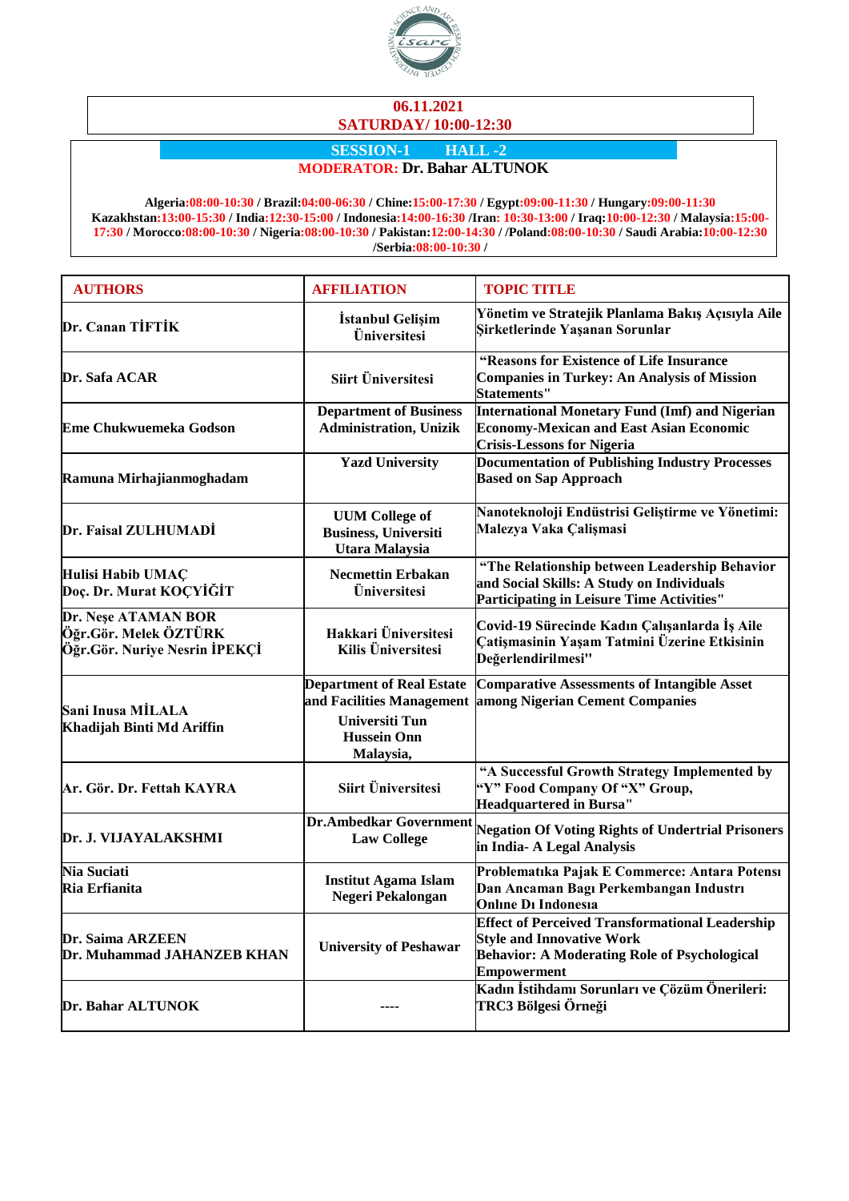**06.11.2021**
**SATURDAY/ 10:00-12:30**

**SESSION-1 HALL -2**

**MODERATOR: Dr. Bahar ALTUNOK**

**Algeria:08:00-10:30 / Brazil:04:00-06:30 / Chine:15:00-17:30 / Egypt:09:00-11:30 / Hungary:09:00-11:30 Kazakhstan:13:00-15:30 / India:12:30-15:00 / Indonesia:14:00-16:30 /Iran: 10:30-13:00 / Iraq:10:00-12:30 / Malaysia:15:00-17:30 / Morocco:08:00-10:30 / Nigeria:08:00-10:30 / Pakistan:12:00-14:30 / /Poland:08:00-10:30 / Saudi Arabia:10:00-12:30 /Serbia:08:00-10:30 /**

| AUTHORS | AFFILIATION | TOPIC TITLE |
|---|---|---|
| Dr. Canan TİFTİK | İstanbul Gelişim Üniversitesi | Yönetim ve Stratejik Planlama Bakış Açısıyla Aile Şirketlerinde Yaşanan Sorunlar |
| Dr. Safa ACAR | Siirt Üniversitesi | "Reasons for Existence of Life Insurance Companies in Turkey: An Analysis of Mission Statements" |
| Eme Chukwuemeka Godson | Department of Business Administration, Unizik | International Monetary Fund (Imf) and Nigerian Economy-Mexican and East Asian Economic Crisis-Lessons for Nigeria |
| Ramuna Mirhajianmoghadam | Yazd University | Documentation of Publishing Industry Processes Based on Sap Approach |
| Dr. Faisal ZULHUMADİ | UUM College of Business, Universiti Utara Malaysia | Nanoteknoloji Endüstrisi Geliştirme ve Yönetimi: Malezya Vaka Çalışmasi |
| Hulisi Habib UMAÇ<br>Doç. Dr. Murat KOÇYİĞİT | Necmettin Erbakan Üniversitesi | "The Relationship between Leadership Behavior and Social Skills: A Study on Individuals Participating in Leisure Time Activities" |
| Dr. Neşe ATAMAN BOR<br>Öğr.Gör. Melek ÖZTÜRK<br>Öğr.Gör. Nuriye Nesrin İPEKÇİ | Hakkari Üniversitesi<br>Kilis Üniversitesi | Covid-19 Sürecinde Kadın Çalışanlarda İş Aile Çatışmasinin Yaşam Tatmini Üzerine Etkisinin Değerlendirilmesi" |
| Sani Inusa MİLALA<br>Khadijah Binti Md Ariffin | Department of Real Estate and Facilities Management<br>Universiti Tun Hussein Onn Malaysia, | Comparative Assessments of Intangible Asset among Nigerian Cement Companies |
| Ar. Gör. Dr. Fettah KAYRA | Siirt Üniversitesi | "A Successful Growth Strategy Implemented by "Y" Food Company Of "X" Group, Headquartered in Bursa" |
| Dr. J. VIJAYALAKSHMI | Dr.Ambedkar Government Law College | Negation Of Voting Rights of Undertrial Prisoners in India- A Legal Analysis |
| Nia Suciati<br>Ria Erfianita | Institut Agama Islam Negeri Pekalongan | Problematıka Pajak E Commerce: Antara Potensı Dan Ancaman Bagı Perkembangan Industrı Onlıne Dı Indonesıa |
| Dr. Saima ARZEEN<br>Dr. Muhammad JAHANZEB KHAN | University of Peshawar | Effect of Perceived Transformational Leadership Style and Innovative Work Behavior: A Moderating Role of Psychological Empowerment |
| Dr. Bahar ALTUNOK | ---- | Kadın İstihdamı Sorunları ve Çözüm Önerileri: TRC3 Bölgesi Örneği |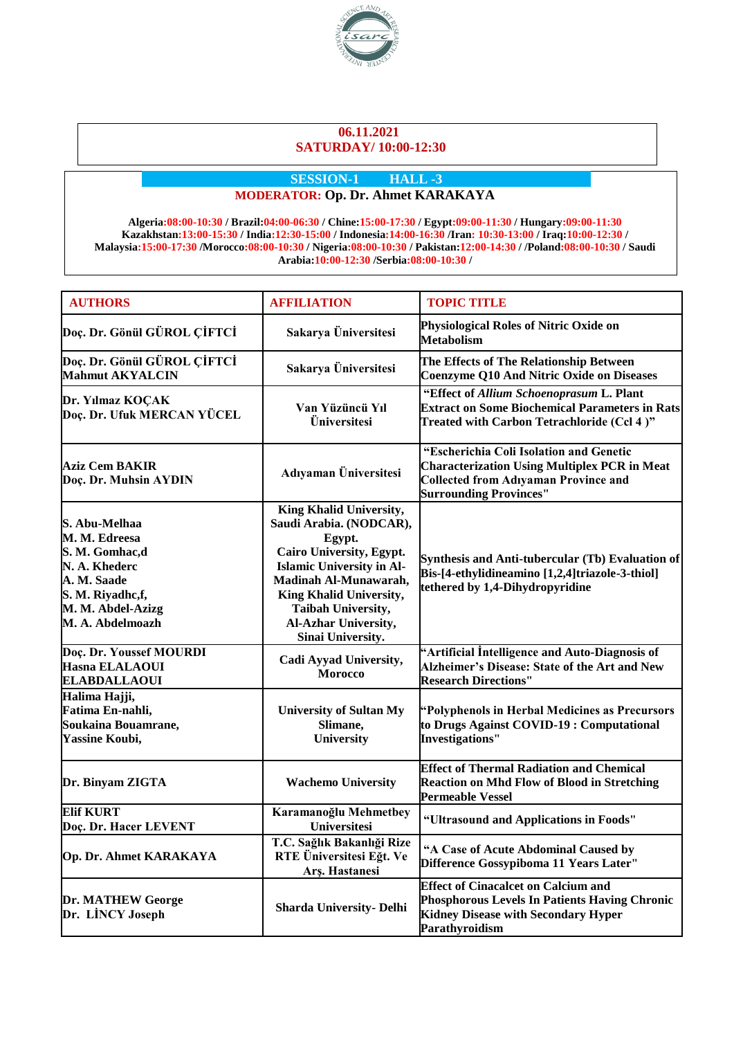**06.11.2021**
**SATURDAY/ 10:00-12:30**

**SESSION-1 HALL -3**

**MODERATOR: Op. Dr. Ahmet KARAKAYA**

**Algeria**:08:00-10:30 / **Brazil**:04:00-06:30 / **Chine**:15:00-17:30 / **Egypt**:09:00-11:30 / **Hungary**:09:00-11:30 **Kazakhstan**:13:00-15:30 / **India**:12:30-15:00 / **Indonesia**:14:00-16:30 /**Iran**: 10:30-13:00 / **Iraq**:10:00-12:30 / **Malaysia**:15:00-17:30 /**Morocco**:08:00-10:30 / **Nigeria**:08:00-10:30 / **Pakistan**:12:00-14:30 / /**Poland**:08:00-10:30 / **Saudi Arabia**:10:00-12:30 /**Serbia**:08:00-10:30 /

| AUTHORS | AFFILIATION | TOPIC TITLE |
|---|---|---|
| Doç. Dr. Gönül GÜROL ÇİFTCİ | Sakarya Üniversitesi | Physiological Roles of Nitric Oxide on Metabolism |
| Doç. Dr. Gönül GÜROL ÇİFTCİ<br>Mahmut AKYALCIN | Sakarya Üniversitesi | The Effects of The Relationship Between Coenzyme Q10 And Nitric Oxide on Diseases |
| Dr. Yılmaz KOÇAK<br>Doç. Dr. Ufuk MERCAN YÜCEL | Van Yüzüncü Yıl Üniversitesi | "Effect of *Allium Schoenoprasum* L. Plant Extract on Some Biochemical Parameters in Rats Treated with Carbon Tetrachloride (Ccl 4 )" |
| Aziz Cem BAKIR<br>Doç. Dr. Muhsin AYDIN | Adıyaman Üniversitesi | "Escherichia Coli Isolation and Genetic Characterization Using Multiplex PCR in Meat Collected from Adıyaman Province and Surrounding Provinces" |
| S. Abu-Melhaa<br>M. M. Edreesa<br>S. M. Gomhac,d<br>N. A. Khederc<br>A. M. Saade<br>S. M. Riyadhc,f,<br>M. M. Abdel-Azizg<br>M. A. Abdelmoazh | King Khalid University, Saudi Arabia. (NODCAR), Egypt.<br>Cairo University, Egypt.<br>Islamic University in Al-Madinah Al-Munawarah,<br>King Khalid University,<br>Taibah University,<br>Al-Azhar University,<br>Sinai University. | Synthesis and Anti-tubercular (Tb) Evaluation of Bis-[4-ethylidineamino [1,2,4]triazole-3-thiol] tethered by 1,4-Dihydropyridine |
| Doç. Dr. Youssef MOURDI<br>Hasna ELALAOUI ELABDALLAOUI | Cadi Ayyad University, Morocco | "Artificial İntelligence and Auto-Diagnosis of Alzheimer's Disease: State of the Art and New Research Directions" |
| Halima Hajji,<br>Fatima En-nahli,<br>Soukaina Bouamrane,<br>Yassine Koubi, | University of Sultan My Slimane,<br>University | "Polyphenols in Herbal Medicines as Precursors to Drugs Against COVID-19 : Computational Investigations" |
| Dr. Binyam ZIGTA | Wachemo University | Effect of Thermal Radiation and Chemical Reaction on Mhd Flow of Blood in Stretching Permeable Vessel |
| Elif KURT<br>Doç. Dr. Hacer LEVENT | Karamanoğlu Mehmetbey Universitesi | "Ultrasound and Applications in Foods" |
| Op. Dr. Ahmet KARAKAYA | T.C. Sağlık Bakanlığı Rize RTE Üniversitesi Eğt. Ve Arş. Hastanesi | "A Case of Acute Abdominal Caused by Difference Gossypiboma 11 Years Later" |
| Dr. MATHEW George<br>Dr. LİNCY Joseph | Sharda University- Delhi | Effect of Cinacalcet on Calcium and Phosphorous Levels In Patients Having Chronic Kidney Disease with Secondary Hyper Parathyroidism |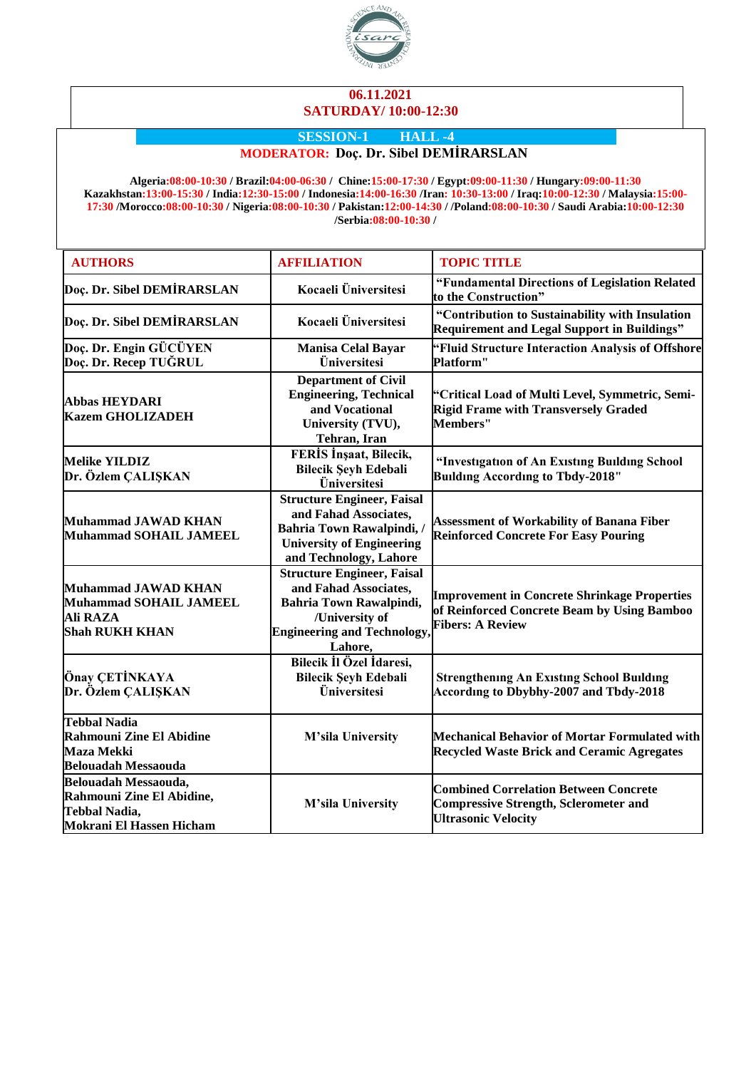**06.11.2021**
**SATURDAY/ 10:00-12:30**

**SESSION-1 HALL -4**

**MODERATOR: Doç. Dr. Sibel DEMİRARSLAN**

**Algeria:08:00-10:30 / Brazil:04:00-06:30 / Chine:15:00-17:30 / Egypt:09:00-11:30 / Hungary:09:00-11:30 Kazakhstan:13:00-15:30 / India:12:30-15:00 / Indonesia:14:00-16:30 /Iran: 10:30-13:00 / Iraq:10:00-12:30 / Malaysia:15:00-17:30 /Morocco:08:00-10:30 / Nigeria:08:00-10:30 / Pakistan:12:00-14:30 / /Poland:08:00-10:30 / Saudi Arabia:10:00-12:30 /Serbia:08:00-10:30 /**

| AUTHORS | AFFILIATION | TOPIC TITLE |
|---|---|---|
| Doç. Dr. Sibel DEMİRARSLAN | Kocaeli Üniversitesi | "Fundamental Directions of Legislation Related to the Construction" |
| Doç. Dr. Sibel DEMİRARSLAN | Kocaeli Üniversitesi | "Contribution to Sustainability with Insulation Requirement and Legal Support in Buildings" |
| Doç. Dr. Engin GÜCÜYEN<br>Doç. Dr. Recep TUĞRUL | Manisa Celal Bayar Üniversitesi | "Fluid Structure Interaction Analysis of Offshore Platform" |
| Abbas HEYDARI<br>Kazem GHOLIZADEH | Department of Civil Engineering, Technical and Vocational University (TVU), Tehran, Iran | "Critical Load of Multi Level, Symmetric, Semi-Rigid Frame with Transversely Graded Members" |
| Melike YILDIZ<br>Dr. Özlem ÇALIŞKAN | FERİS İnşaat, Bilecik, Bilecik Şeyh Edebali Üniversitesi | "Investıgatıon of An Exıstıng Buıldıng School Buıldıng Accordıng to Tbdy-2018" |
| Muhammad JAWAD KHAN<br>Muhammad SOHAIL JAMEEL | Structure Engineer, Faisal and Fahad Associates, Bahria Town Rawalpindi, / University of Engineering and Technology, Lahore | Assessment of Workability of Banana Fiber Reinforced Concrete For Easy Pouring |
| Muhammad JAWAD KHAN<br>Muhammad SOHAIL JAMEEL<br>Ali RAZA<br>Shah RUKH KHAN | Structure Engineer, Faisal and Fahad Associates, Bahria Town Rawalpindi, /University of Engineering and Technology, Lahore, | Improvement in Concrete Shrinkage Properties of Reinforced Concrete Beam by Using Bamboo Fibers: A Review |
| Önay ÇETİNKAYA<br>Dr. Özlem ÇALIŞKAN | Bilecik İl Özel İdaresi, Bilecik Şeyh Edebali Üniversitesi | Strengthenıng An Exıstıng School Buıldıng Accordıng to Dbybhy-2007 and Tbdy-2018 |
| Tebbal Nadia<br>Rahmouni Zine El Abidine<br>Maza Mekki<br>Belouadah Messaouda | M'sila University | Mechanical Behavior of Mortar Formulated with Recycled Waste Brick and Ceramic Agregates |
| Belouadah Messaouda,<br>Rahmouni Zine El Abidine,<br>Tebbal Nadia,<br>Mokrani El Hassen Hicham | M'sila University | Combined Correlation Between Concrete Compressive Strength, Sclerometer and Ultrasonic Velocity |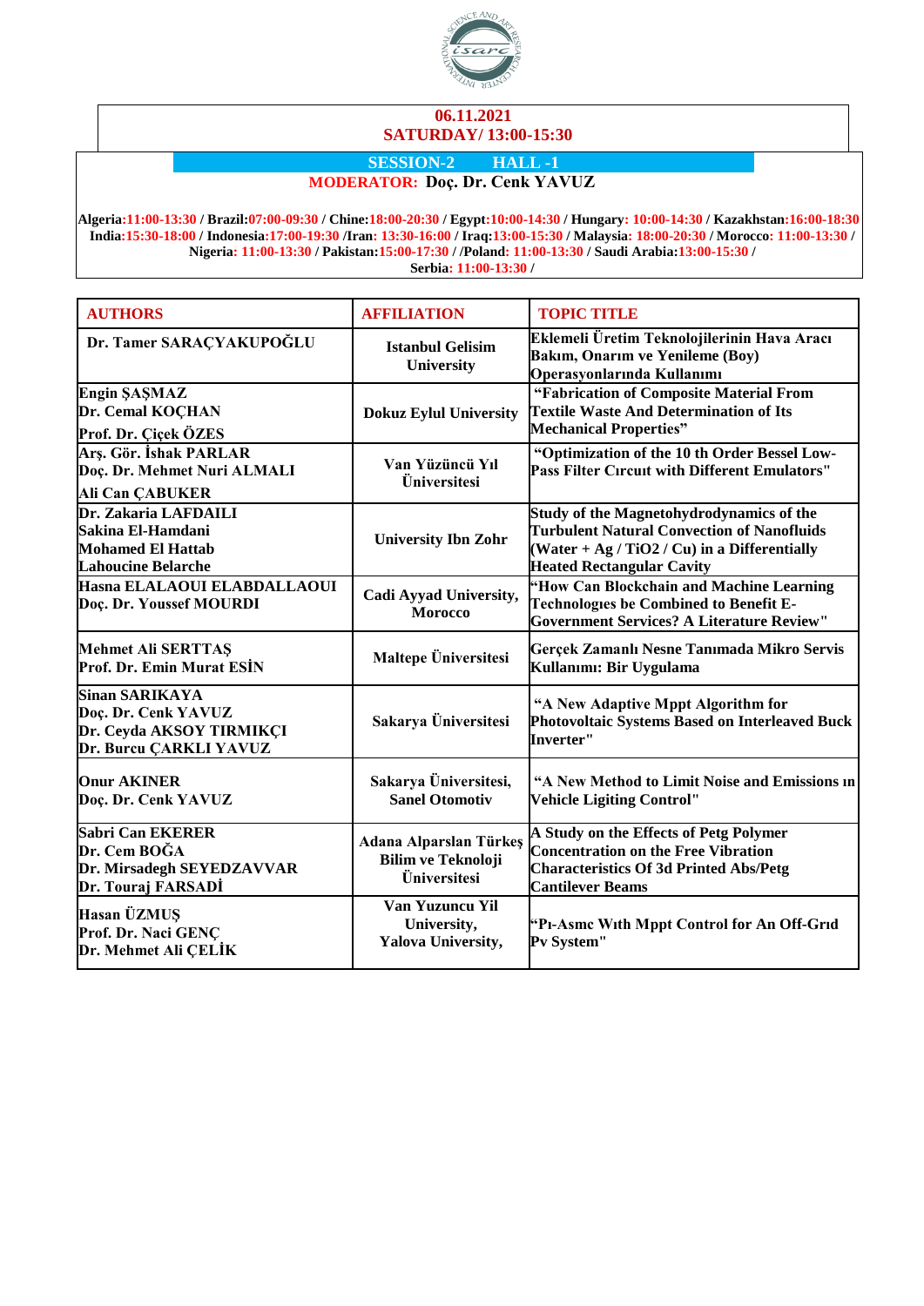**06.11.2021**
**SATURDAY/ 13:00-15:30**

**SESSION-2 HALL -1**

**MODERATOR: Doç. Dr. Cenk YAVUZ**

**Algeria:11:00-13:30 / Brazil:07:00-09:30 / Chine:18:00-20:30 / Egypt:10:00-14:30 / Hungary: 10:00-14:30 / Kazakhstan:16:00-18:30 India:15:30-18:00 / Indonesia:17:00-19:30 /Iran: 13:30-16:00 / Iraq:13:00-15:30 / Malaysia: 18:00-20:30 / Morocco: 11:00-13:30 / Nigeria: 11:00-13:30 / Pakistan:15:00-17:30 / /Poland: 11:00-13:30 / Saudi Arabia:13:00-15:30 / Serbia: 11:00-13:30 /**

| AUTHORS | AFFILIATION | TOPIC TITLE |
|---|---|---|
| Dr. Tamer SARAÇYAKUPOĞLU | Istanbul Gelisim University | Eklemeli Üretim Teknolojilerinin Hava Aracı Bakım, Onarım ve Yenileme (Boy) Operasyonlarında Kullanımı |
| Engin ŞAŞMAZ<br>Dr. Cemal KOÇHAN<br>Prof. Dr. Çiçek ÖZES | Dokuz Eylul University | "Fabrication of Composite Material From Textile Waste And Determination of Its Mechanical Properties" |
| Arş. Gör. İshak PARLAR<br>Doç. Dr. Mehmet Nuri ALMALI<br>Ali Can ÇABUKER | Van Yüzüncü Yıl Üniversitesi | "Optimization of the 10 th Order Bessel Low-Pass Filter Cırcuıt with Different Emulators" |
| Dr. Zakaria LAFDAILI<br>Sakina El-Hamdani<br>Mohamed El Hattab<br>Lahoucine Belarche | University Ibn Zohr | Study of the Magnetohydrodynamics of the Turbulent Natural Convection of Nanofluids (Water + Ag / $TiO_2$ / Cu) in a Differentially Heated Rectangular Cavity |
| Hasna ELALAOUI ELABDALLAOUI<br>Doç. Dr. Youssef MOURDI | Cadi Ayyad University, Morocco | "How Can Blockchain and Machine Learning Technologıes be Combined to Benefit E-Government Services? A Literature Review" |
| Mehmet Ali SERTTAŞ<br>Prof. Dr. Emin Murat ESİN | Maltepe Üniversitesi | Gerçek Zamanlı Nesne Tanımada Mikro Servis Kullanımı: Bir Uygulama |
| Sinan SARIKAYA<br>Doç. Dr. Cenk YAVUZ<br>Dr. Ceyda AKSOY TIRMIKÇI<br>Dr. Burcu ÇARKLI YAVUZ | Sakarya Üniversitesi | "A New Adaptive Mppt Algorithm for Photovoltaic Systems Based on Interleaved Buck Inverter" |
| Onur AKINER<br>Doç. Dr. Cenk YAVUZ | Sakarya Üniversitesi, Sanel Otomotiv | "A New Method to Limit Noise and Emissions ın Vehicle Ligiting Control" |
| Sabri Can EKERER<br>Dr. Cem BOĞA<br>Dr. Mirsadegh SEYEDZAVVAR<br>Dr. Touraj FARSADİ | Adana Alparslan Türkeş Bilim ve Teknoloji Üniversitesi | A Study on the Effects of Petg Polymer Concentration on the Free Vibration Characteristics Of 3d Printed Abs/Petg Cantilever Beams |
| Hasan ÜZMUŞ<br>Prof. Dr. Naci GENÇ<br>Dr. Mehmet Ali ÇELİK | Van Yuzuncu Yil University,<br>Yalova University, | "Pı-Asmc Wıth Mppt Control for An Off-Grıd Pv System" |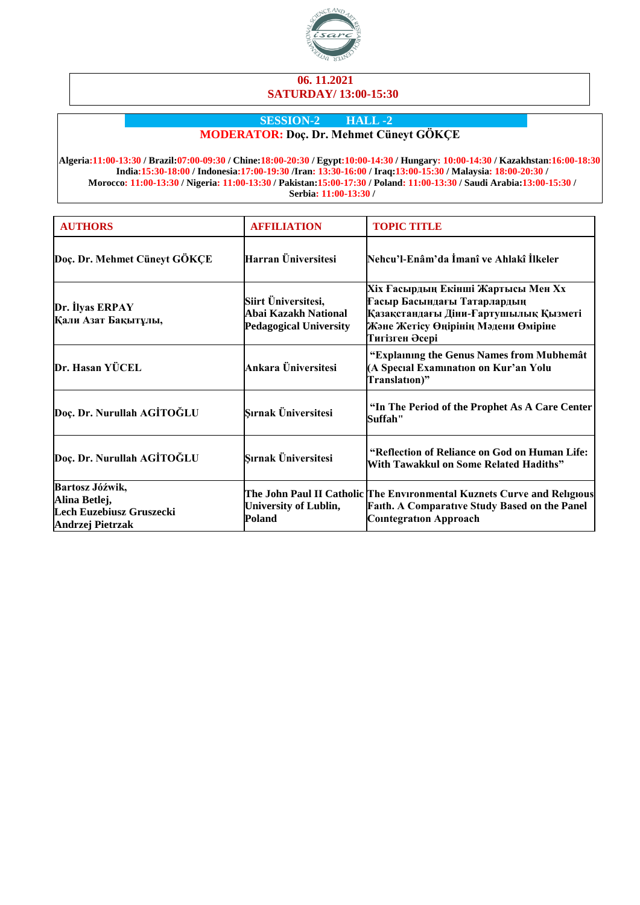**06. 11.2021**
**SATURDAY/ 13:00-15:30**

**SESSION-2 HALL -2**

**MODERATOR: Doç. Dr. Mehmet Cüneyt GÖKÇE**

**Algeria**:11:00-13:30 / **Brazil**:07:00-09:30 / **Chine**:18:00-20:30 / **Egypt**:10:00-14:30 / **Hungary**: 10:00-14:30 / **Kazakhstan**:16:00-18:30 **India**:15:30-18:00 / **Indonesia**:17:00-19:30 /**Iran**: 13:30-16:00 / **Iraq**:13:00-15:30 / **Malaysia**: 18:00-20:30 / **Morocco**: 11:00-13:30 / **Nigeria**: 11:00-13:30 / **Pakistan**:15:00-17:30 / **Poland**: 11:00-13:30 / **Saudi Arabia**:13:00-15:30 / **Serbia**: 11:00-13:30 /

| AUTHORS | AFFILIATION | TOPIC TITLE |
|---|---|---|
| Doç. Dr. Mehmet Cüneyt GÖKÇE | Harran Üniversitesi | Nehcu'l-Enâm'da İmanî ve Ahlakî İlkeler |
| Dr. İlyas ERPAY<br>Қали Азат Бақытұлы, | Siirt Üniversitesi,<br>Abai Kazakh National Pedagogical University | Xix Ғасырдың Екінші Жартысы Мен Xx Ғасыр Басындағы Татарлардың Қазақстандағы Діни-Ғартушылық Қызметі Және Жетісу Өңірінің Мәдени Өміріне Тигізген Әсері |
| Dr. Hasan YÜCEL | Ankara Üniversitesi | "Explaınıng the Genus Names from Mubhemât (A Specıal Examınatıon on Kur'an Yolu Translatıon)" |
| Doç. Dr. Nurullah AGİTOĞLU | Şırnak Üniversitesi | "In The Period of the Prophet As A Care Center Suffah" |
| Doç. Dr. Nurullah AGİTOĞLU | Şırnak Üniversitesi | "Reflection of Reliance on God on Human Life: With Tawakkul on Some Related Hadiths" |
| Bartosz Jóźwik,<br>Alina Betlej,<br>Lech Euzebiusz Gruszecki<br>Andrzej Pietrzak | The John Paul II Catholic University of Lublin, Poland | The Envıronmental Kuznets Curve and Relıgıous Faıth. A Comparatıve Study Based on the Panel Coıntegratıon Approach |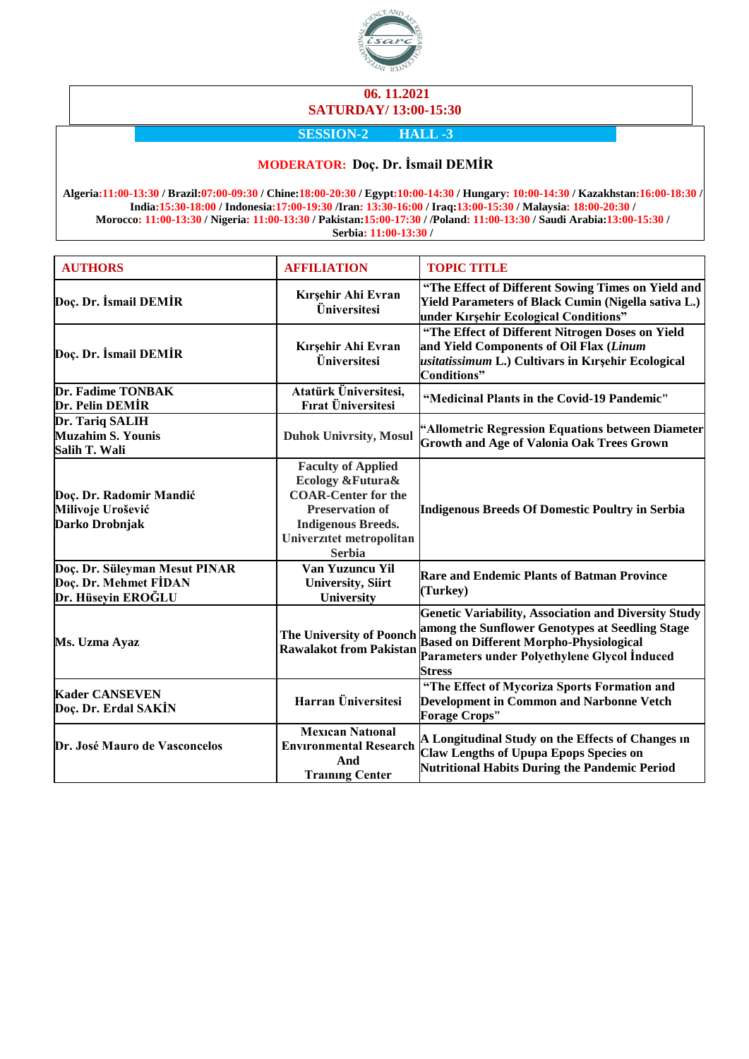**06. 11.2021**

**SATURDAY/ 13:00-15:30**

**SESSION-2 HALL -3**

**MODERATOR: Doç. Dr. İsmail DEMİR**

**Algeria:11:00-13:30 / Brazil:07:00-09:30 / Chine:18:00-20:30 / Egypt:10:00-14:30 / Hungary: 10:00-14:30 / Kazakhstan:16:00-18:30 / India:15:30-18:00 / Indonesia:17:00-19:30 /Iran: 13:30-16:00 / Iraq:13:00-15:30 / Malaysia: 18:00-20:30 / Morocco: 11:00-13:30 / Nigeria: 11:00-13:30 / Pakistan:15:00-17:30 / /Poland: 11:00-13:30 / Saudi Arabia:13:00-15:30 / Serbia: 11:00-13:30 /**

| AUTHORS | AFFILIATION | TOPIC TITLE |
|---|---|---|
| Doç. Dr. İsmail DEMİR | Kırşehir Ahi Evran Üniversitesi | "The Effect of Different Sowing Times on Yield and Yield Parameters of Black Cumin (Nigella sativa L.) under Kırşehir Ecological Conditions" |
| Doç. Dr. İsmail DEMİR | Kırşehir Ahi Evran Üniversitesi | "The Effect of Different Nitrogen Doses on Yield and Yield Components of Oil Flax (*Linum usitatissimum* L.) Cultivars in Kırşehir Ecological Conditions" |
| Dr. Fadime TONBAK<br>Dr. Pelin DEMİR | Atatürk Üniversitesi, Fırat Üniversitesi | "Medicinal Plants in the Covid-19 Pandemic" |
| Dr. Tariq SALIH<br>Muzahim S. Younis<br>Salih T. Wali | Duhok Univrsity, Mosul | "Allometric Regression Equations between Diameter Growth and Age of Valonia Oak Trees Grown |
| Doç. Dr. Radomir Mandić<br>Milivoje Urošević<br>Darko Drobnjak | Faculty of Applied Ecology &Futura& COAR-Center for the Preservation of Indigenous Breeds. Univerzıtet metropolitan Serbia | Indigenous Breeds Of Domestic Poultry in Serbia |
| Doç. Dr. Süleyman Mesut PINAR<br>Doç. Dr. Mehmet FİDAN<br>Dr. Hüseyin EROĞLU | Van Yuzuncu Yil University, Siirt University | Rare and Endemic Plants of Batman Province (Turkey) |
| Ms. Uzma Ayaz | The University of Poonch Rawalakot from Pakistan | Genetic Variability, Association and Diversity Study among the Sunflower Genotypes at Seedling Stage Based on Different Morpho-Physiological Parameters under Polyethylene Glycol İnduced Stress |
| Kader CANSEVEN<br>Doç. Dr. Erdal SAKİN | Harran Üniversitesi | "The Effect of Mycoriza Sports Formation and Development in Common and Narbonne Vetch Forage Crops" |
| Dr. José Mauro de Vasconcelos | Mexıcan Natıonal Envıronmental Research And Traınıng Center | A Longitudinal Study on the Effects of Changes ın Claw Lengths of Upupa Epops Species on Nutritional Habits During the Pandemic Period |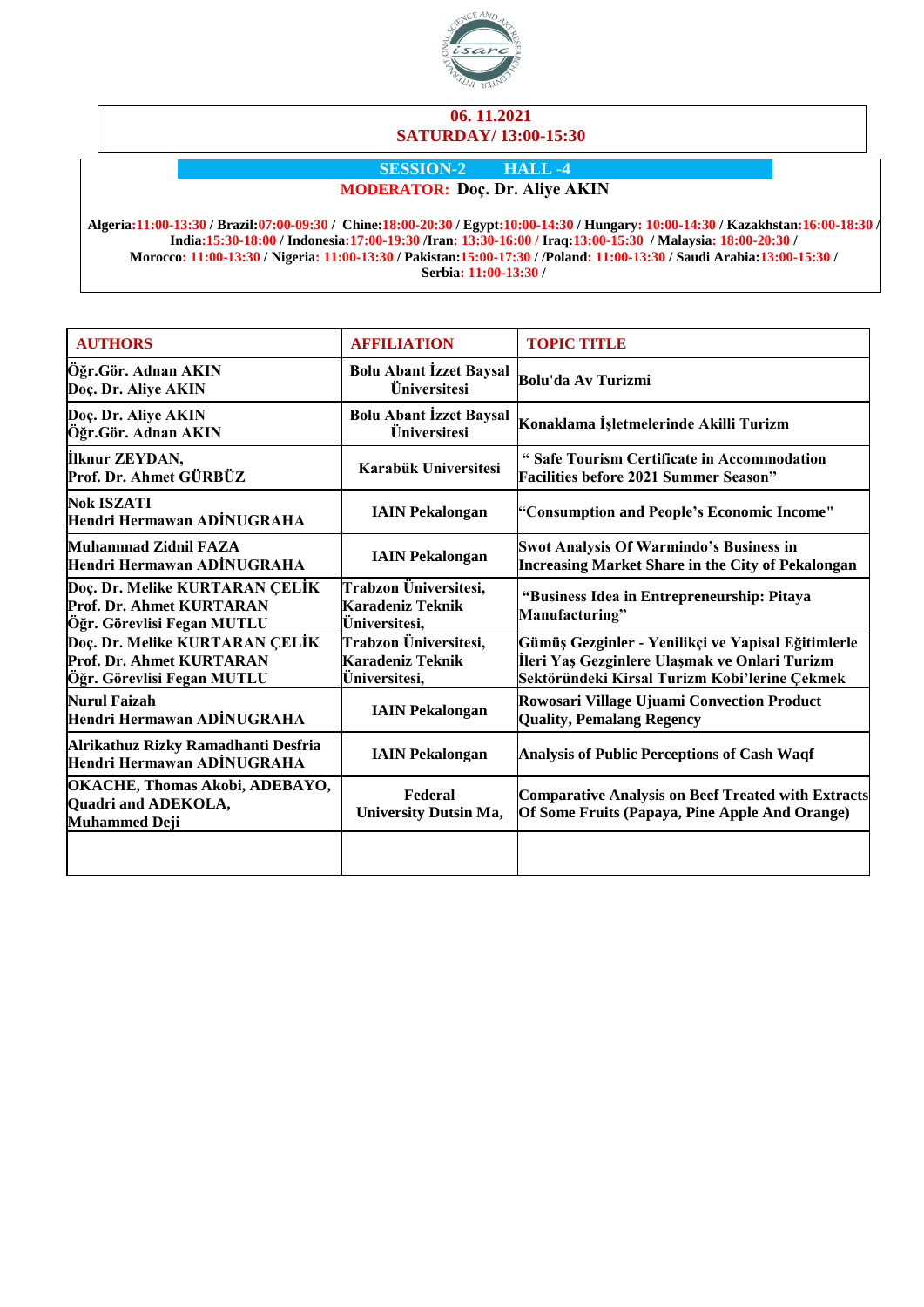**06. 11.2021**
**SATURDAY/ 13:00-15:30**

**SESSION-2 HALL -4**

**MODERATOR: Doç. Dr. Aliye AKIN**

**Algeria:11:00-13:30 / Brazil:07:00-09:30 / Chine:18:00-20:30 / Egypt:10:00-14:30 / Hungary: 10:00-14:30 / Kazakhstan:16:00-18:30 / India:15:30-18:00 / Indonesia:17:00-19:30 /Iran: 13:30-16:00 / Iraq:13:00-15:30 / Malaysia: 18:00-20:30 / Morocco: 11:00-13:30 / Nigeria: 11:00-13:30 / Pakistan:15:00-17:30 / /Poland: 11:00-13:30 / Saudi Arabia:13:00-15:30 / Serbia: 11:00-13:30 /**

| AUTHORS | AFFILIATION | TOPIC TITLE |
|---|---|---|
| Öğr.Gör. Adnan AKIN<br>Doç. Dr. Aliye AKIN | Bolu Abant İzzet Baysal Üniversitesi | Bolu'da Av Turizmi |
| Doç. Dr. Aliye AKIN<br>Öğr.Gör. Adnan AKIN | Bolu Abant İzzet Baysal Üniversitesi | Konaklama İşletmelerinde Akilli Turizm |
| İlknur ZEYDAN,<br>Prof. Dr. Ahmet GÜRBÜZ | Karabük Universitesi | " Safe Tourism Certificate in Accommodation Facilities before 2021 Summer Season" |
| Nok ISZATI<br>Hendri Hermawan ADİNUGRAHA | IAIN Pekalongan | "Consumption and People's Economic Income" |
| Muhammad Zidnil FAZA<br>Hendri Hermawan ADİNUGRAHA | IAIN Pekalongan | Swot Analysis Of Warmindo's Business in Increasing Market Share in the City of Pekalongan |
| Doç. Dr. Melike KURTARAN ÇELİK<br>Prof. Dr. Ahmet KURTARAN<br>Öğr. Görevlisi Fegan MUTLU | Trabzon Üniversitesi, Karadeniz Teknik Üniversitesi, | "Business Idea in Entrepreneurship: Pitaya Manufacturing" |
| Doç. Dr. Melike KURTARAN ÇELİK<br>Prof. Dr. Ahmet KURTARAN<br>Öğr. Görevlisi Fegan MUTLU | Trabzon Üniversitesi, Karadeniz Teknik Üniversitesi, | Gümüş Gezginler - Yenilikçi ve Yapisal Eğitimlerle İleri Yaş Gezginlere Ulaşmak ve Onlari Turizm Sektöründeki Kirsal Turizm Kobi'lerine Çekmek |
| Nurul Faizah<br>Hendri Hermawan ADİNUGRAHA | IAIN Pekalongan | Rowosari Village Ujuami Convection Product Quality, Pemalang Regency |
| Alrikathuz Rizky Ramadhanti Desfria<br>Hendri Hermawan ADİNUGRAHA | IAIN Pekalongan | Analysis of Public Perceptions of Cash Waqf |
| OKACHE, Thomas Akobi, ADEBAYO, Quadri and ADEKOLA, Muhammed Deji | Federal University Dutsin Ma, | Comparative Analysis on Beef Treated with Extracts Of Some Fruits (Papaya, Pine Apple And Orange) |
| | | |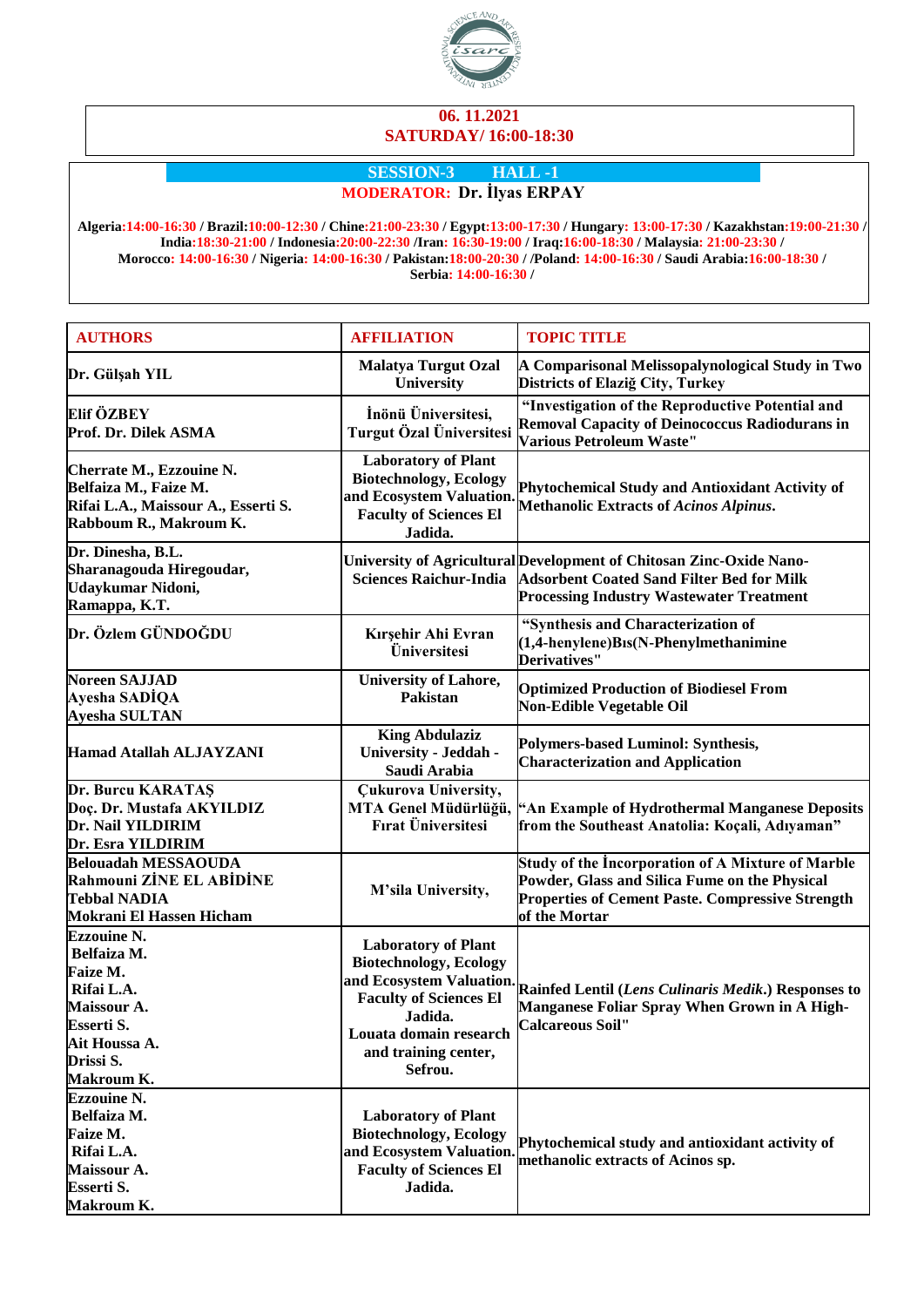**06. 11.2021**
**SATURDAY/ 16:00-18:30**

**SESSION-3 HALL -1**

**MODERATOR: Dr. İlyas ERPAY**

**Algeria:14:00-16:30 / Brazil:10:00-12:30 / Chine:21:00-23:30 / Egypt:13:00-17:30 / Hungary: 13:00-17:30 / Kazakhstan:19:00-21:30 / India:18:30-21:00 / Indonesia:20:00-22:30 /Iran: 16:30-19:00 / Iraq:16:00-18:30 / Malaysia: 21:00-23:30 / Morocco: 14:00-16:30 / Nigeria: 14:00-16:30 / Pakistan:18:00-20:30 / /Poland: 14:00-16:30 / Saudi Arabia:16:00-18:30 / Serbia: 14:00-16:30 /**

| AUTHORS | AFFILIATION | TOPIC TITLE |
|---|---|---|
| Dr. Gülşah YIL | Malatya Turgut Ozal University | A Comparisonal Melissopalynological Study in Two Districts of Elazığ City, Turkey |
| Elif ÖZBEY<br>Prof. Dr. Dilek ASMA | İnönü Üniversitesi, Turgut Özal Üniversitesi | "Investigation of the Reproductive Potential and Removal Capacity of Deinococcus Radiodurans in Various Petroleum Waste" |
| Cherrate M., Ezzouine N.<br>Belfaiza M., Faize M.<br>Rifai L.A., Maissour A., Esserti S.<br>Rabboum R., Makroum K. | Laboratory of Plant Biotechnology, Ecology and Ecosystem Valuation. Faculty of Sciences El Jadida. | Phytochemical Study and Antioxidant Activity of Methanolic Extracts of *Acinos Alpinus*. |
| Dr. Dinesha, B.L.<br>Sharanagouda Hiregoudar,<br>Udaykumar Nidoni,<br>Ramappa, K.T. | University of Agricultural Sciences Raichur-India | Development of Chitosan Zinc-Oxide Nano-Adsorbent Coated Sand Filter Bed for Milk Processing Industry Wastewater Treatment |
| Dr. Özlem GÜNDOĞDU | Kırşehir Ahi Evran Üniversitesi | "Synthesis and Characterization of (1,4-henylene)Bıs(N-Phenylmethanimine Derivatives" |
| Noreen SAJJAD<br>Ayesha SADİQA<br>Ayesha SULTAN | University of Lahore, Pakistan | Optimized Production of Biodiesel From Non-Edible Vegetable Oil |
| Hamad Atallah ALJAYZANI | King Abdulaziz University - Jeddah - Saudi Arabia | Polymers-based Luminol: Synthesis, Characterization and Application |
| Dr. Burcu KARATAŞ<br>Doç. Dr. Mustafa AKYILDIZ<br>Dr. Nail YILDIRIM<br>Dr. Esra YILDIRIM | Çukurova University, MTA Genel Müdürlüğü, Fırat Üniversitesi | "An Example of Hydrothermal Manganese Deposits from the Southeast Anatolia: Koçali, Adıyaman" |
| Belouadah MESSAOUDA<br>Rahmouni ZİNE EL ABİDİNE<br>Tebbal NADIA<br>Mokrani El Hassen Hicham | M'sila University, | Study of the İncorporation of A Mixture of Marble Powder, Glass and Silica Fume on the Physical Properties of Cement Paste. Compressive Strength of the Mortar |
| Ezzouine N.<br>Belfaiza M.<br>Faize M.<br>Rifai L.A.<br>Maissour A.<br>Esserti S.<br>Ait Houssa A.<br>Drissi S.<br>Makroum K. | Laboratory of Plant Biotechnology, Ecology and Ecosystem Valuation. Faculty of Sciences El Jadida.<br>Louata domain research and training center, Sefrou. | Rainfed Lentil (*Lens Culinaris Medik*.) Responses to Manganese Foliar Spray When Grown in A High-Calcareous Soil" |
| Ezzouine N.<br>Belfaiza M.<br>Faize M.<br>Rifai L.A.<br>Maissour A.<br>Esserti S.<br>Makroum K. | Laboratory of Plant Biotechnology, Ecology and Ecosystem Valuation. Faculty of Sciences El Jadida. | Phytochemical study and antioxidant activity of methanolic extracts of Acinos sp. |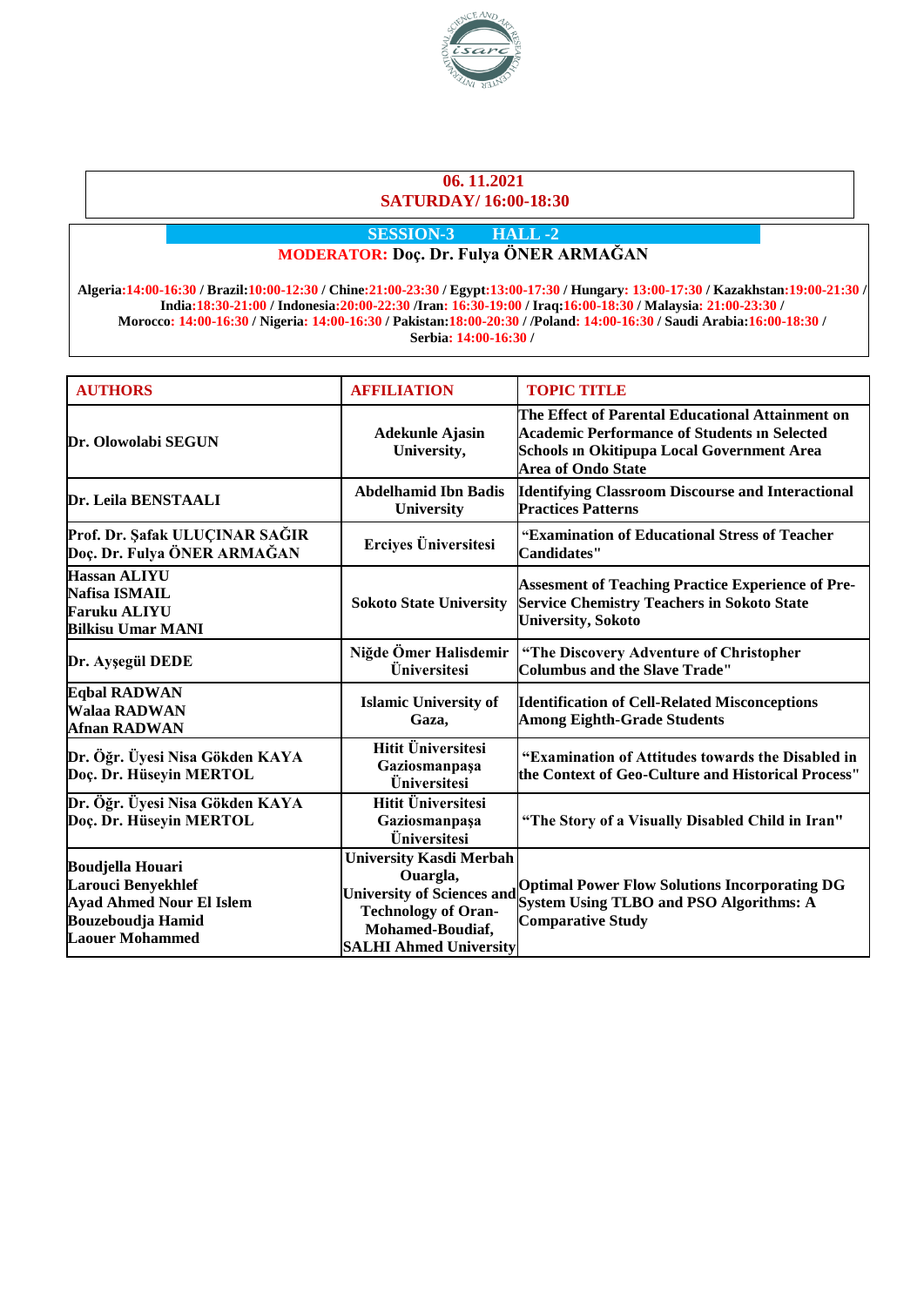**06. 11.2021**

**SATURDAY/ 16:00-18:30**

**SESSION-3 HALL -2**

**MODERATOR: Doç. Dr. Fulya ÖNER ARMAĞAN**

**Algeria:14:00-16:30 / Brazil:10:00-12:30 / Chine:21:00-23:30 / Egypt:13:00-17:30 / Hungary: 13:00-17:30 / Kazakhstan:19:00-21:30 / India:18:30-21:00 / Indonesia:20:00-22:30 /Iran: 16:30-19:00 / Iraq:16:00-18:30 / Malaysia: 21:00-23:30 / Morocco: 14:00-16:30 / Nigeria: 14:00-16:30 / Pakistan:18:00-20:30 / /Poland: 14:00-16:30 / Saudi Arabia:16:00-18:30 / Serbia: 14:00-16:30 /**

| AUTHORS | AFFILIATION | TOPIC TITLE |
|---|---|---|
| Dr. Olowolabi SEGUN | Adekunle Ajasin University, | The Effect of Parental Educational Attainment on Academic Performance of Students ın Selected Schools ın Okitipupa Local Government Area Area of Ondo State |
| Dr. Leila BENSTAALI | Abdelhamid Ibn Badis University | Identifying Classroom Discourse and Interactional Practices Patterns |
| Prof. Dr. Şafak ULUÇINAR SAĞIR<br>Doç. Dr. Fulya ÖNER ARMAĞAN | Erciyes Üniversitesi | "Examination of Educational Stress of Teacher Candidates" |
| Hassan ALIYU<br>Nafisa ISMAIL<br>Faruku ALIYU<br>Bilkisu Umar MANI | Sokoto State University | Assesment of Teaching Practice Experience of Pre-Service Chemistry Teachers in Sokoto State University, Sokoto |
| Dr. Ayşegül DEDE | Niğde Ömer Halisdemir Üniversitesi | "The Discovery Adventure of Christopher Columbus and the Slave Trade" |
| Eqbal RADWAN<br>Walaa RADWAN<br>Afnan RADWAN | Islamic University of Gaza, | Identification of Cell-Related Misconceptions Among Eighth-Grade Students |
| Dr. Öğr. Üyesi Nisa Gökden KAYA<br>Doç. Dr. Hüseyin MERTOL | Hitit Üniversitesi<br>Gaziosmanpaşa Üniversitesi | "Examination of Attitudes towards the Disabled in the Context of Geo-Culture and Historical Process" |
| Dr. Öğr. Üyesi Nisa Gökden KAYA<br>Doç. Dr. Hüseyin MERTOL | Hitit Üniversitesi<br>Gaziosmanpaşa Üniversitesi | "The Story of a Visually Disabled Child in Iran" |
| Boudjella Houari<br>Larouci Benyekhlef<br>Ayad Ahmed Nour El Islem<br>Bouzeboudja Hamid<br>Laouer Mohammed | University Kasdi Merbah Ouargla,<br>University of Sciences and Technology of Oran-Mohamed-Boudiaf,<br>SALHI Ahmed University | Optimal Power Flow Solutions Incorporating DG System Using TLBO and PSO Algorithms: A Comparative Study |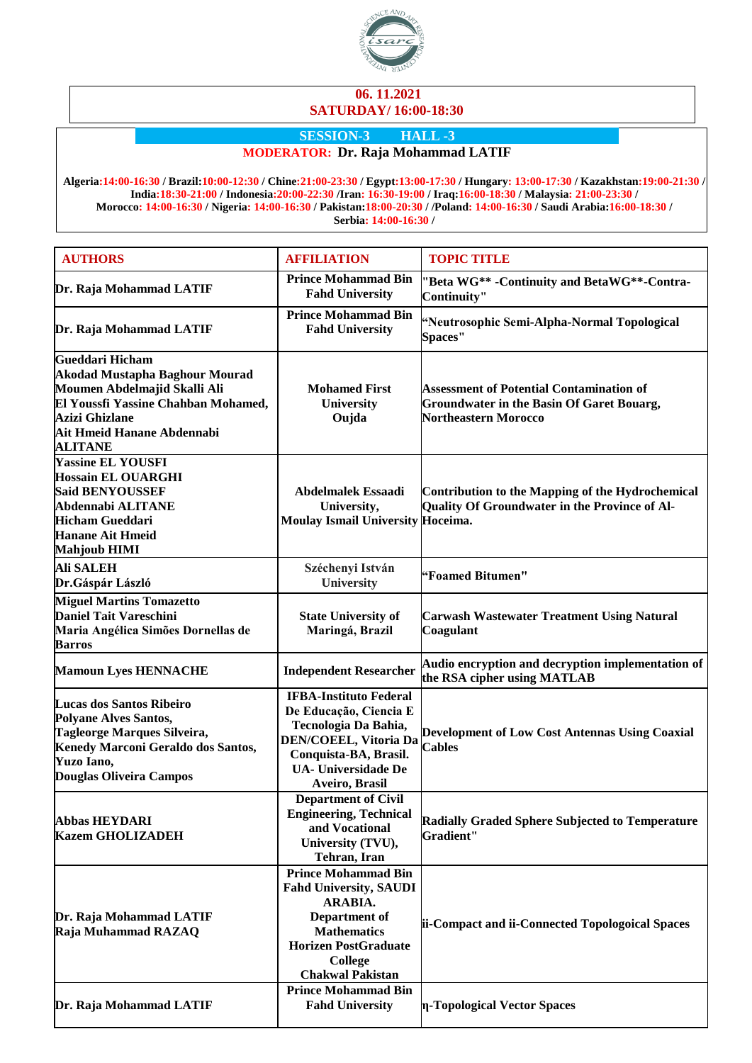**06. 11.2021**
**SATURDAY/ 16:00-18:30**

**SESSION-3 HALL -3**

**MODERATOR: Dr. Raja Mohammad LATIF**

**Algeria:14:00-16:30 / Brazil:10:00-12:30 / Chine:21:00-23:30 / Egypt:13:00-17:30 / Hungary: 13:00-17:30 / Kazakhstan:19:00-21:30 / India:18:30-21:00 / Indonesia:20:00-22:30 /Iran: 16:30-19:00 / Iraq:16:00-18:30 / Malaysia: 21:00-23:30 / Morocco: 14:00-16:30 / Nigeria: 14:00-16:30 / Pakistan:18:00-20:30 / /Poland: 14:00-16:30 / Saudi Arabia:16:00-18:30 / Serbia: 14:00-16:30 /**

| AUTHORS | AFFILIATION | TOPIC TITLE |
|---|---|---|
| Dr. Raja Mohammad LATIF | Prince Mohammad Bin Fahd University | "Beta WG** -Continuity and BetaWG**-Contra-Continuity" |
| Dr. Raja Mohammad LATIF | Prince Mohammad Bin Fahd University | "Neutrosophic Semi-Alpha-Normal Topological Spaces" |
| Gueddari Hicham<br>Akodad Mustapha Baghour Mourad<br>Moumen Abdelmajid Skalli Ali<br>El Youssfi Yassine Chahban Mohamed,<br>Azizi Ghizlane<br>Ait Hmeid Hanane Abdennabi ALITANE | Mohamed First University Oujda | Assessment of Potential Contamination of Groundwater in the Basin Of Garet Bouarg, Northeastern Morocco |
| Yassine EL YOUSFI<br>Hossain EL OUARGHI<br>Said BENYOUSSEF<br>Abdennabi ALITANE<br>Hicham Gueddari<br>Hanane Ait Hmeid<br>Mahjoub HIMI | Abdelmalek Essaadi University,<br>Moulay Ismail University | Contribution to the Mapping of the Hydrochemical Quality Of Groundwater in the Province of Al-Hoceima. |
| Ali SALEH<br>Dr.Gáspár László | Széchenyi István University | "Foamed Bitumen" |
| Miguel Martins Tomazetto<br>Daniel Tait Vareschini<br>Maria Angélica Simões Dornellas de Barros | State University of Maringá, Brazil | Carwash Wastewater Treatment Using Natural Coagulant |
| Mamoun Lyes HENNACHE | Independent Researcher | Audio encryption and decryption implementation of the RSA cipher using MATLAB |
| Lucas dos Santos Ribeiro<br>Polyane Alves Santos,<br>Tageorge Marques Silveira,<br>Kenedy Marconi Geraldo dos Santos,<br>Yuzo Iano,<br>Douglas Oliveira Campos | IFBA-Instituto Federal De Educação, Ciencia E Tecnologia Da Bahia, DEN/COEEL, Vitoria Da Conquista-BA, Brasil.<br>UA- Universidade De Aveiro, Brasil | Development of Low Cost Antennas Using Coaxial Cables |
| Abbas HEYDARI<br>Kazem GHOLIZADEH | Department of Civil Engineering, Technical and Vocational University (TVU), Tehran, Iran | Radially Graded Sphere Subjected to Temperature Gradient" |
| Dr. Raja Mohammad LATIF<br>Raja Muhammad RAZAQ | Prince Mohammad Bin Fahd University, SAUDI ARABIA.<br>Department of Mathematics Horizen PostGraduate College Chakwal Pakistan | ii-Compact and ii-Connected Topologoical Spaces |
| Dr. Raja Mohammad LATIF | Prince Mohammad Bin Fahd University | η-Topological Vector Spaces |